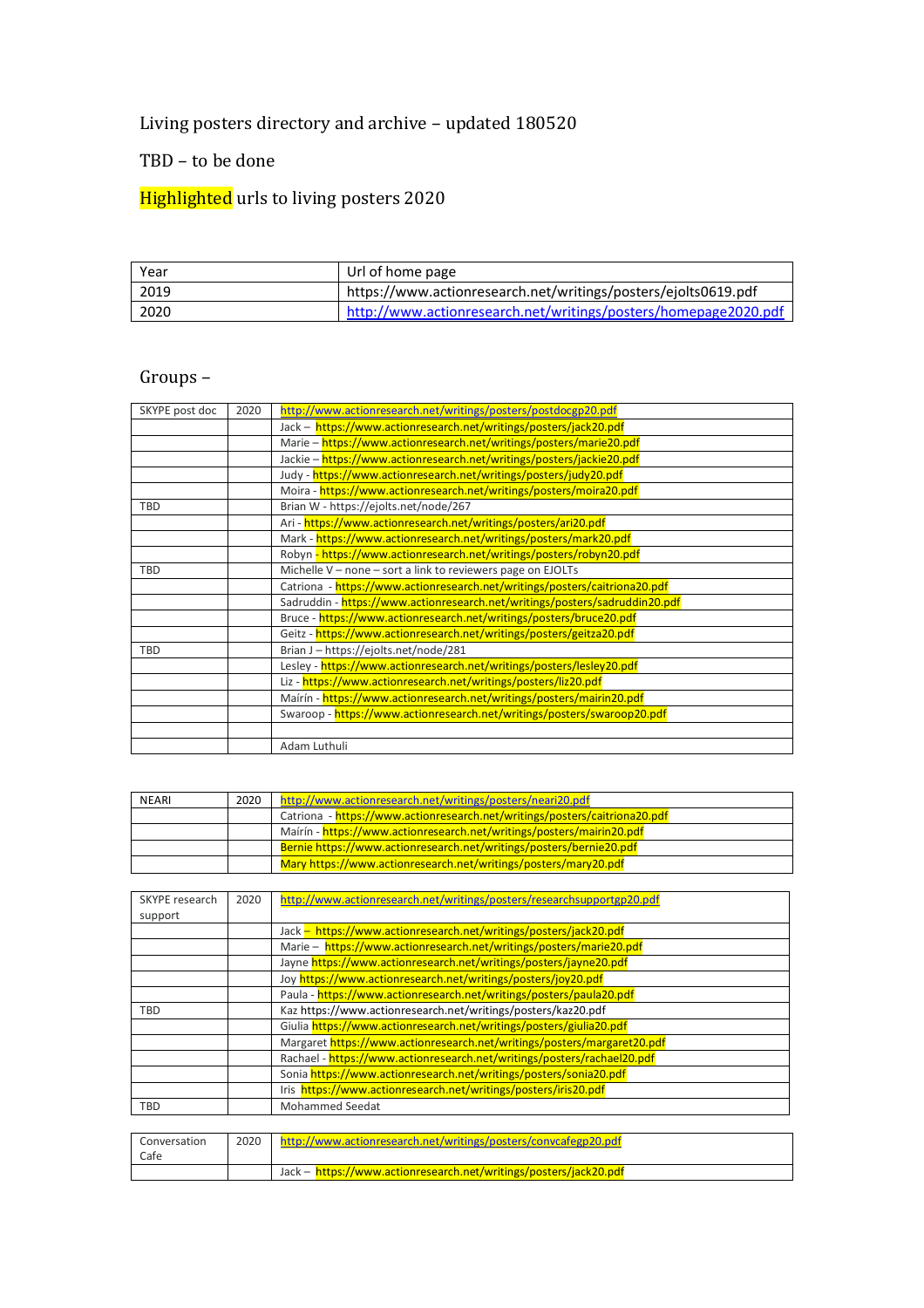Living posters directory and archive – updated 180520

TBD – to be done

Highlighted urls to living posters 2020

| Year | Url of home page |
|---|---|
| 2019 | https://www.actionresearch.net/writings/posters/ejolts0619.pdf |
| 2020 | http://www.actionresearch.net/writings/posters/homepage2020.pdf |

Groups –

| SKYPE post doc | 2020 | http://www.actionresearch.net/writings/posters/postdocgp20.pdf |
|---|---|---|
| | | Jack – https://www.actionresearch.net/writings/posters/jack20.pdf |
| | | Marie – https://www.actionresearch.net/writings/posters/marie20.pdf |
| | | Jackie – https://www.actionresearch.net/writings/posters/jackie20.pdf |
| | | Judy - https://www.actionresearch.net/writings/posters/judy20.pdf |
| | | Moira - https://www.actionresearch.net/writings/posters/moira20.pdf |
| TBD | | Brian W - https://ejolts.net/node/267 |
| | | Ari - https://www.actionresearch.net/writings/posters/ari20.pdf |
| | | Mark - https://www.actionresearch.net/writings/posters/mark20.pdf |
| | | Robyn - https://www.actionresearch.net/writings/posters/robyn20.pdf |
| TBD | | Michelle V – none – sort a link to reviewers page on EJOLTs |
| | | Catriona - https://www.actionresearch.net/writings/posters/caitriona20.pdf |
| | | Sadruddin - https://www.actionresearch.net/writings/posters/sadruddin20.pdf |
| | | Bruce - https://www.actionresearch.net/writings/posters/bruce20.pdf |
| | | Geitz - https://www.actionresearch.net/writings/posters/geitza20.pdf |
| TBD | | Brian J – https://ejolts.net/node/281 |
| | | Lesley - https://www.actionresearch.net/writings/posters/lesley20.pdf |
| | | Liz - https://www.actionresearch.net/writings/posters/liz20.pdf |
| | | Maírín - https://www.actionresearch.net/writings/posters/mairin20.pdf |
| | | Swaroop - https://www.actionresearch.net/writings/posters/swaroop20.pdf |
| | | |
| | | Adam Luthuli |

| NEARI | 2020 | http://www.actionresearch.net/writings/posters/neari20.pdf |
|---|---|---|
| | | Catriona - https://www.actionresearch.net/writings/posters/caitriona20.pdf |
| | | Maírín - https://www.actionresearch.net/writings/posters/mairin20.pdf |
| | | Bernie https://www.actionresearch.net/writings/posters/bernie20.pdf |
| | | Mary https://www.actionresearch.net/writings/posters/mary20.pdf |

| SKYPE research support | 2020 | http://www.actionresearch.net/writings/posters/researchsupportgp20.pdf |
|---|---|---|
| | | Jack – https://www.actionresearch.net/writings/posters/jack20.pdf |
| | | Marie – https://www.actionresearch.net/writings/posters/marie20.pdf |
| | | Jayne https://www.actionresearch.net/writings/posters/jayne20.pdf |
| | | Joy https://www.actionresearch.net/writings/posters/joy20.pdf |
| | | Paula - https://www.actionresearch.net/writings/posters/paula20.pdf |
| TBD | | Kaz https://www.actionresearch.net/writings/posters/kaz20.pdf |
| | | Giulia https://www.actionresearch.net/writings/posters/giulia20.pdf |
| | | Margaret https://www.actionresearch.net/writings/posters/margaret20.pdf |
| | | Rachael - https://www.actionresearch.net/writings/posters/rachael20.pdf |
| | | Sonia https://www.actionresearch.net/writings/posters/sonia20.pdf |
| | | Iris https://www.actionresearch.net/writings/posters/iris20.pdf |
| TBD | | Mohammed Seedat |

| Conversation Cafe | 2020 | http://www.actionresearch.net/writings/posters/convcafegp20.pdf |
|---|---|---|
| | | Jack – https://www.actionresearch.net/writings/posters/jack20.pdf |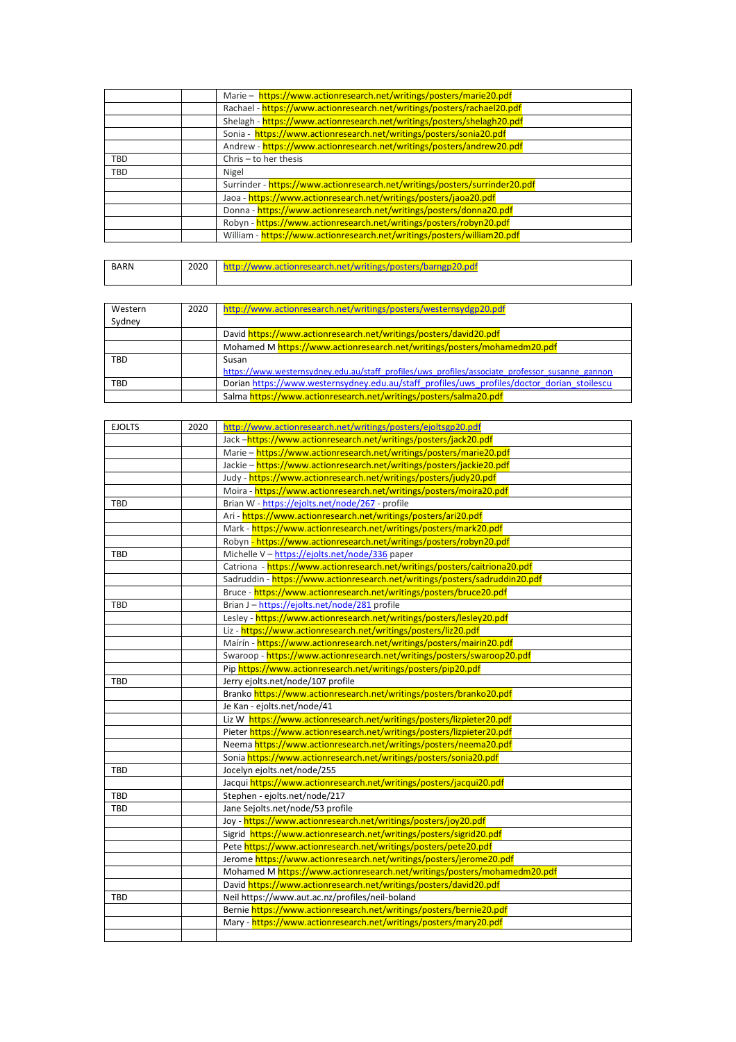| | | |
|---|---|---|
| | | Marie – https://www.actionresearch.net/writings/posters/marie20.pdf |
| | | Rachael - https://www.actionresearch.net/writings/posters/rachael20.pdf |
| | | Shelagh - https://www.actionresearch.net/writings/posters/shelagh20.pdf |
| | | Sonia - https://www.actionresearch.net/writings/posters/sonia20.pdf |
| | | Andrew - https://www.actionresearch.net/writings/posters/andrew20.pdf |
| TBD | | Chris – to her thesis |
| TBD | | Nigel |
| | | Surrinder - https://www.actionresearch.net/writings/posters/surrinder20.pdf |
| | | Jaoa - https://www.actionresearch.net/writings/posters/jaoa20.pdf |
| | | Donna - https://www.actionresearch.net/writings/posters/donna20.pdf |
| | | Robyn - https://www.actionresearch.net/writings/posters/robyn20.pdf |
| | | William - https://www.actionresearch.net/writings/posters/william20.pdf |

| | | |
|---|---|---|
| BARN | 2020 | http://www.actionresearch.net/writings/posters/barngp20.pdf |

| | | |
|---|---|---|
| Western Sydney | 2020 | http://www.actionresearch.net/writings/posters/westernsydgp20.pdf |
| | | David https://www.actionresearch.net/writings/posters/david20.pdf |
| | | Mohamed M https://www.actionresearch.net/writings/posters/mohamedm20.pdf |
| TBD | | Susan https://www.westernsydney.edu.au/staff_profiles/uws_profiles/associate_professor_susanne_gannon |
| TBD | | Dorian https://www.westernsydney.edu.au/staff_profiles/uws_profiles/doctor_dorian_stoilescu |
| | | Salma https://www.actionresearch.net/writings/posters/salma20.pdf |

| | | |
|---|---|---|
| EJOLTS | 2020 | http://www.actionresearch.net/writings/posters/ejoltsgp20.pdf |
| | | Jack –https://www.actionresearch.net/writings/posters/jack20.pdf |
| | | Marie – https://www.actionresearch.net/writings/posters/marie20.pdf |
| | | Jackie – https://www.actionresearch.net/writings/posters/jackie20.pdf |
| | | Judy - https://www.actionresearch.net/writings/posters/judy20.pdf |
| | | Moira - https://www.actionresearch.net/writings/posters/moira20.pdf |
| TBD | | Brian W - https://ejolts.net/node/267 - profile |
| | | Ari - https://www.actionresearch.net/writings/posters/ari20.pdf |
| | | Mark - https://www.actionresearch.net/writings/posters/mark20.pdf |
| | | Robyn - https://www.actionresearch.net/writings/posters/robyn20.pdf |
| TBD | | Michelle V – https://ejolts.net/node/336 paper |
| | | Catriona - https://www.actionresearch.net/writings/posters/caitriona20.pdf |
| | | Sadruddin - https://www.actionresearch.net/writings/posters/sadruddin20.pdf |
| | | Bruce - https://www.actionresearch.net/writings/posters/bruce20.pdf |
| TBD | | Brian J – https://ejolts.net/node/281 profile |
| | | Lesley - https://www.actionresearch.net/writings/posters/lesley20.pdf |
| | | Liz - https://www.actionresearch.net/writings/posters/liz20.pdf |
| | | Mairín - https://www.actionresearch.net/writings/posters/mairin20.pdf |
| | | Swaroop - https://www.actionresearch.net/writings/posters/swaroop20.pdf |
| | | Pip https://www.actionresearch.net/writings/posters/pip20.pdf |
| TBD | | Jerry ejolts.net/node/107 profile |
| | | Branko https://www.actionresearch.net/writings/posters/branko20.pdf |
| | | Je Kan - ejolts.net/node/41 |
| | | Liz W https://www.actionresearch.net/writings/posters/lizpieter20.pdf |
| | | Pieter https://www.actionresearch.net/writings/posters/lizpieter20.pdf |
| | | Neema https://www.actionresearch.net/writings/posters/neema20.pdf |
| | | Sonia https://www.actionresearch.net/writings/posters/sonia20.pdf |
| TBD | | Jocelyn ejolts.net/node/255 |
| | | Jacqui https://www.actionresearch.net/writings/posters/jacqui20.pdf |
| TBD | | Stephen - ejolts.net/node/217 |
| TBD | | Jane Sejolts.net/node/53 profile |
| | | Joy - https://www.actionresearch.net/writings/posters/joy20.pdf |
| | | Sigrid https://www.actionresearch.net/writings/posters/sigrid20.pdf |
| | | Pete https://www.actionresearch.net/writings/posters/pete20.pdf |
| | | Jerome https://www.actionresearch.net/writings/posters/jerome20.pdf |
| | | Mohamed M https://www.actionresearch.net/writings/posters/mohamedm20.pdf |
| | | David https://www.actionresearch.net/writings/posters/david20.pdf |
| TBD | | Neil https://www.aut.ac.nz/profiles/neil-boland |
| | | Bernie https://www.actionresearch.net/writings/posters/bernie20.pdf |
| | | Mary - https://www.actionresearch.net/writings/posters/mary20.pdf |
| | | |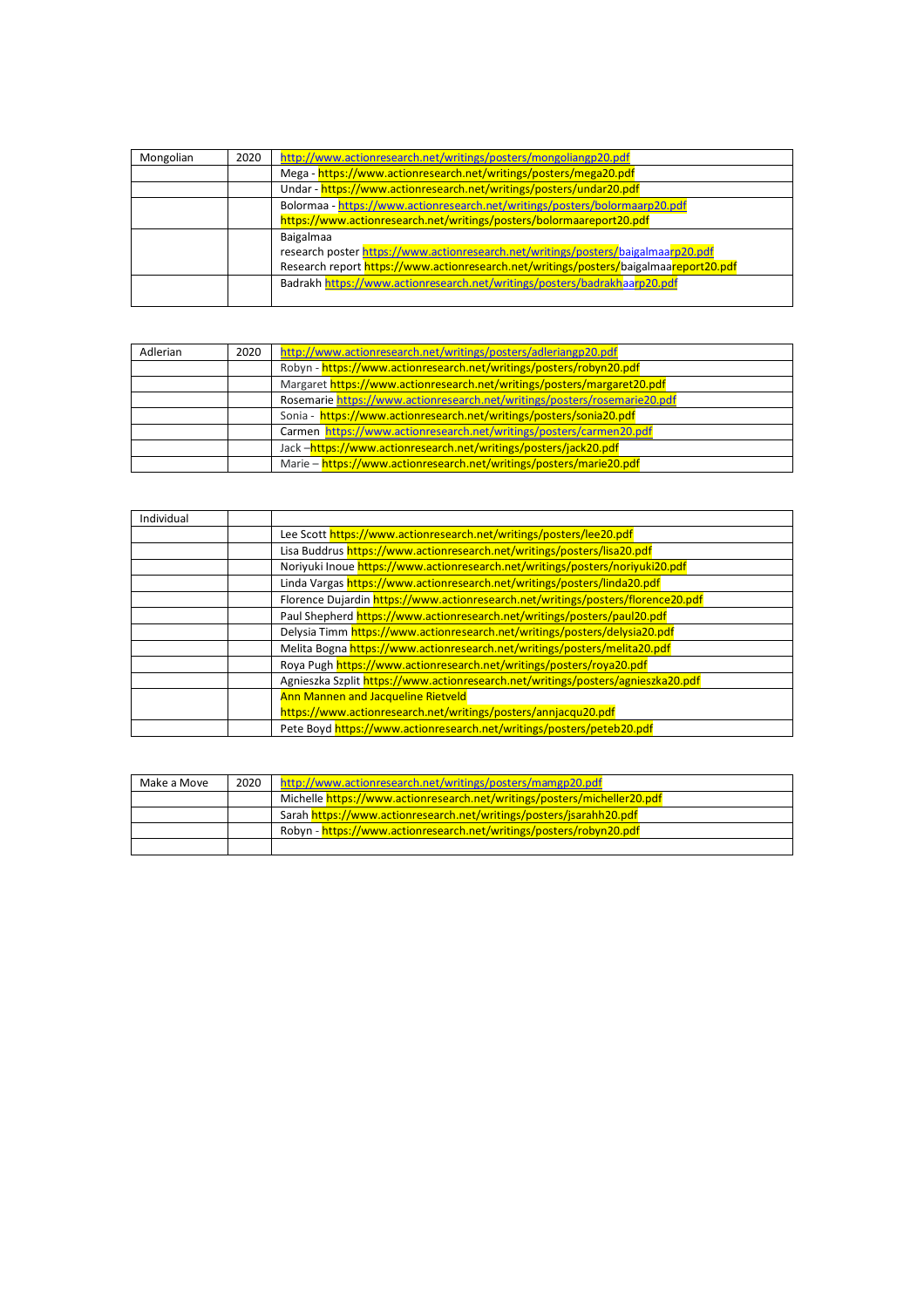| | | |
|---|---|---|
| Mongolian | 2020 | http://www.actionresearch.net/writings/posters/mongoliangp20.pdf |
| | | Mega - https://www.actionresearch.net/writings/posters/mega20.pdf |
| | | Undar - https://www.actionresearch.net/writings/posters/undar20.pdf |
| | | Bolormaa - https://www.actionresearch.net/writings/posters/bolormaarp20.pdf https://www.actionresearch.net/writings/posters/bolormaareport20.pdf |
| | | Baigalmaa research poster https://www.actionresearch.net/writings/posters/baigalmaarp20.pdf Research report https://www.actionresearch.net/writings/posters/baigalmaareport20.pdf |
| | | Badrakh https://www.actionresearch.net/writings/posters/badrakhaarp20.pdf |

| | | |
|---|---|---|
| Adlerian | 2020 | http://www.actionresearch.net/writings/posters/adleriangp20.pdf |
| | | Robyn - https://www.actionresearch.net/writings/posters/robyn20.pdf |
| | | Margaret https://www.actionresearch.net/writings/posters/margaret20.pdf |
| | | Rosemarie https://www.actionresearch.net/writings/posters/rosemarie20.pdf |
| | | Sonia - https://www.actionresearch.net/writings/posters/sonia20.pdf |
| | | Carmen https://www.actionresearch.net/writings/posters/carmen20.pdf |
| | | Jack –https://www.actionresearch.net/writings/posters/jack20.pdf |
| | | Marie – https://www.actionresearch.net/writings/posters/marie20.pdf |

| | | |
|---|---|---|
| Individual | | |
| | | Lee Scott https://www.actionresearch.net/writings/posters/lee20.pdf |
| | | Lisa Buddrus https://www.actionresearch.net/writings/posters/lisa20.pdf |
| | | Noriyuki Inoue https://www.actionresearch.net/writings/posters/noriyuki20.pdf |
| | | Linda Vargas https://www.actionresearch.net/writings/posters/linda20.pdf |
| | | Florence Dujardin https://www.actionresearch.net/writings/posters/florence20.pdf |
| | | Paul Shepherd https://www.actionresearch.net/writings/posters/paul20.pdf |
| | | Delysia Timm https://www.actionresearch.net/writings/posters/delysia20.pdf |
| | | Melita Bogna https://www.actionresearch.net/writings/posters/melita20.pdf |
| | | Roya Pugh https://www.actionresearch.net/writings/posters/roya20.pdf |
| | | Agnieszka Szplit https://www.actionresearch.net/writings/posters/agnieszka20.pdf |
| | | Ann Mannen and Jacqueline Rietveld https://www.actionresearch.net/writings/posters/annjacqu20.pdf |
| | | Pete Boyd https://www.actionresearch.net/writings/posters/peteb20.pdf |

| | | |
|---|---|---|
| Make a Move | 2020 | http://www.actionresearch.net/writings/posters/mamgp20.pdf |
| | | Michelle https://www.actionresearch.net/writings/posters/micheller20.pdf |
| | | Sarah https://www.actionresearch.net/writings/posters/jsarahh20.pdf |
| | | Robyn - https://www.actionresearch.net/writings/posters/robyn20.pdf |
| | | |